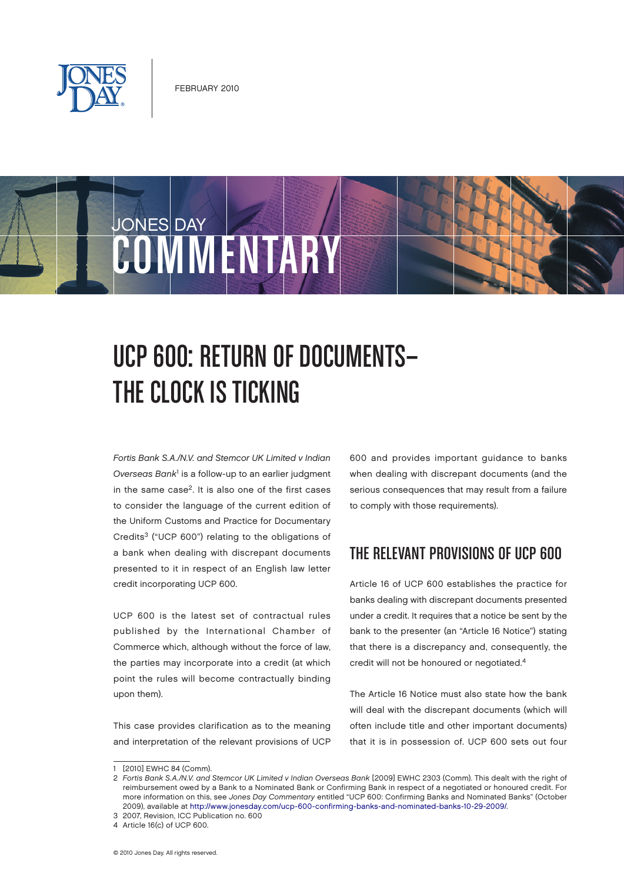JONES DAY

FEBRUARY 2010

JONES DAY COMMENTARY

# UCP 600: RETURN OF DOCUMENTS–THE CLOCK IS TICKING

*Fortis Bank S.A./N.V. and Stemcor UK Limited v Indian Overseas Bank*[1] is a follow-up to an earlier judgment in the same case[2]. It is also one of the first cases to consider the language of the current edition of the Uniform Customs and Practice for Documentary Credits[3] ("UCP 600") relating to the obligations of a bank when dealing with discrepant documents presented to it in respect of an English law letter credit incorporating UCP 600.

UCP 600 is the latest set of contractual rules published by the International Chamber of Commerce which, although without the force of law, the parties may incorporate into a credit (at which point the rules will become contractually binding upon them).

This case provides clarification as to the meaning and interpretation of the relevant provisions of UCP 600 and provides important guidance to banks when dealing with discrepant documents (and the serious consequences that may result from a failure to comply with those requirements).

## THE RELEVANT PROVISIONS OF UCP 600

Article 16 of UCP 600 establishes the practice for banks dealing with discrepant documents presented under a credit. It requires that a notice be sent by the bank to the presenter (an "Article 16 Notice") stating that there is a discrepancy and, consequently, the credit will not be honoured or negotiated.[4]

The Article 16 Notice must also state how the bank will deal with the discrepant documents (which will often include title and other important documents) that it is in possession of. UCP 600 sets out four

---

1 [2010] EWHC 84 (Comm).

2 *Fortis Bank S.A./N.V. and Stemcor UK Limited v Indian Overseas Bank* [2009] EWHC 2303 (Comm). This dealt with the right of reimbursement owed by a Bank to a Nominated Bank or Confirming Bank in respect of a negotiated or honoured credit. For more information on this, see *Jones Day Commentary* entitled "UCP 600: Confirming Banks and Nominated Banks" (October 2009), available at http://www.jonesday.com/ucp-600-confirming-banks-and-nominated-banks-10-29-2009/.

3 2007, Revision, ICC Publication no. 600

4 Article 16(c) of UCP 600.

© 2010 Jones Day. All rights reserved.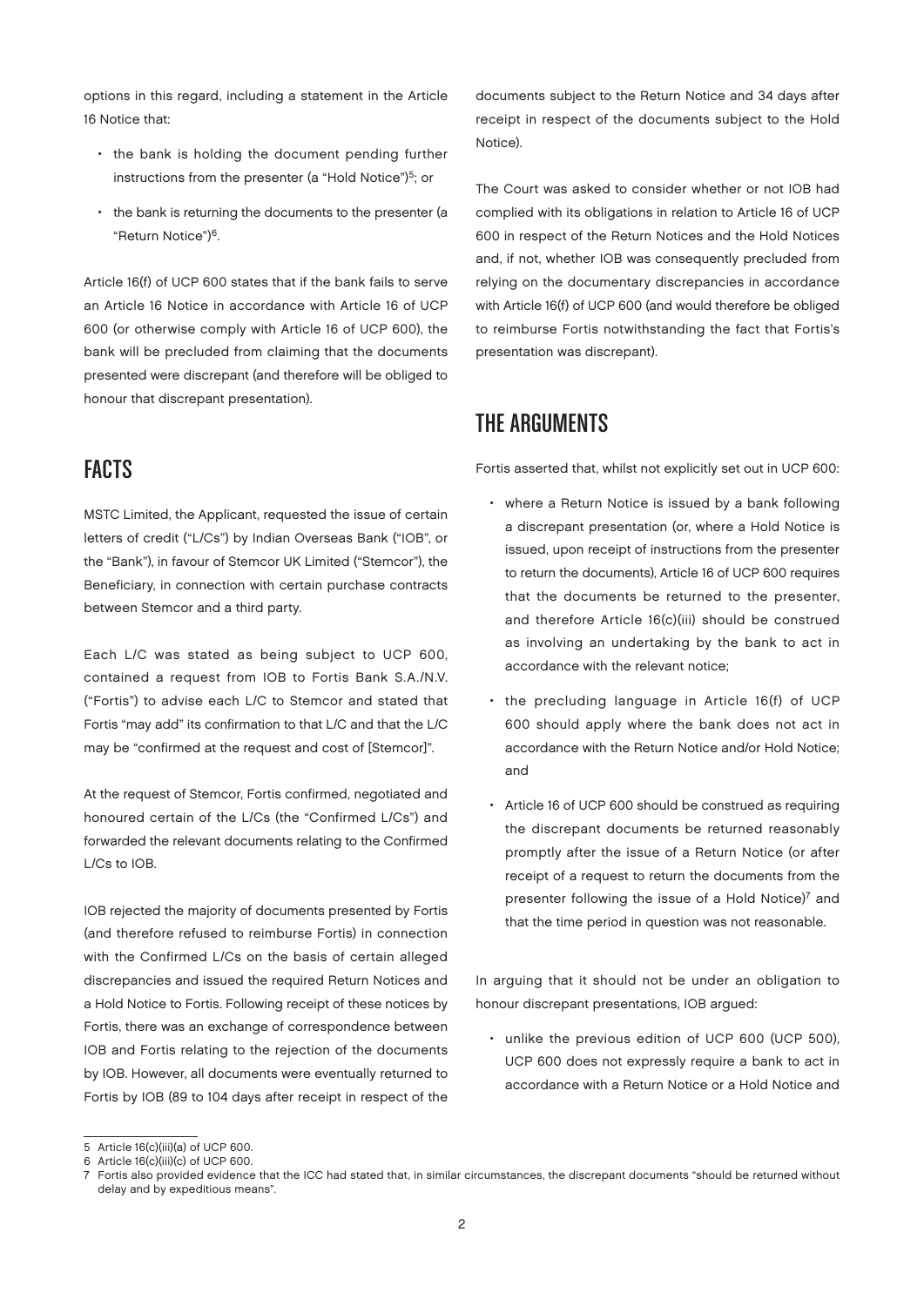options in this regard, including a statement in the Article 16 Notice that:

- the bank is holding the document pending further instructions from the presenter (a "Hold Notice")[5]; or
- the bank is returning the documents to the presenter (a "Return Notice")[6].

Article 16(f) of UCP 600 states that if the bank fails to serve an Article 16 Notice in accordance with Article 16 of UCP 600 (or otherwise comply with Article 16 of UCP 600), the bank will be precluded from claiming that the documents presented were discrepant (and therefore will be obliged to honour that discrepant presentation).

## FACTS

MSTC Limited, the Applicant, requested the issue of certain letters of credit ("L/Cs") by Indian Overseas Bank ("IOB", or the "Bank"), in favour of Stemcor UK Limited ("Stemcor"), the Beneficiary, in connection with certain purchase contracts between Stemcor and a third party.

Each L/C was stated as being subject to UCP 600, contained a request from IOB to Fortis Bank S.A./N.V. ("Fortis") to advise each L/C to Stemcor and stated that Fortis "may add" its confirmation to that L/C and that the L/C may be "confirmed at the request and cost of [Stemcor]".

At the request of Stemcor, Fortis confirmed, negotiated and honoured certain of the L/Cs (the "Confirmed L/Cs") and forwarded the relevant documents relating to the Confirmed L/Cs to IOB.

IOB rejected the majority of documents presented by Fortis (and therefore refused to reimburse Fortis) in connection with the Confirmed L/Cs on the basis of certain alleged discrepancies and issued the required Return Notices and a Hold Notice to Fortis. Following receipt of these notices by Fortis, there was an exchange of correspondence between IOB and Fortis relating to the rejection of the documents by IOB. However, all documents were eventually returned to Fortis by IOB (89 to 104 days after receipt in respect of the documents subject to the Return Notice and 34 days after receipt in respect of the documents subject to the Hold Notice).

The Court was asked to consider whether or not IOB had complied with its obligations in relation to Article 16 of UCP 600 in respect of the Return Notices and the Hold Notices and, if not, whether IOB was consequently precluded from relying on the documentary discrepancies in accordance with Article 16(f) of UCP 600 (and would therefore be obliged to reimburse Fortis notwithstanding the fact that Fortis's presentation was discrepant).

## THE ARGUMENTS

Fortis asserted that, whilst not explicitly set out in UCP 600:

- where a Return Notice is issued by a bank following a discrepant presentation (or, where a Hold Notice is issued, upon receipt of instructions from the presenter to return the documents), Article 16 of UCP 600 requires that the documents be returned to the presenter, and therefore Article 16(c)(iii) should be construed as involving an undertaking by the bank to act in accordance with the relevant notice;
- the precluding language in Article 16(f) of UCP 600 should apply where the bank does not act in accordance with the Return Notice and/or Hold Notice; and
- Article 16 of UCP 600 should be construed as requiring the discrepant documents be returned reasonably promptly after the issue of a Return Notice (or after receipt of a request to return the documents from the presenter following the issue of a Hold Notice)[7] and that the time period in question was not reasonable.

In arguing that it should not be under an obligation to honour discrepant presentations, IOB argued:

- unlike the previous edition of UCP 600 (UCP 500), UCP 600 does not expressly require a bank to act in accordance with a Return Notice or a Hold Notice and

---

5 Article 16(c)(iii)(a) of UCP 600.

6 Article 16(c)(iii)(c) of UCP 600.

7 Fortis also provided evidence that the ICC had stated that, in similar circumstances, the discrepant documents "should be returned without delay and by expeditious means".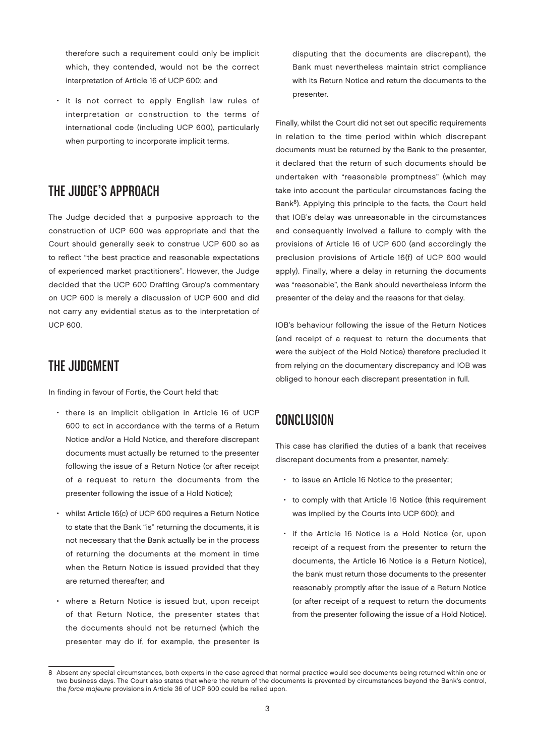therefore such a requirement could only be implicit which, they contended, would not be the correct interpretation of Article 16 of UCP 600; and

- it is not correct to apply English law rules of interpretation or construction to the terms of international code (including UCP 600), particularly when purporting to incorporate implicit terms.

## THE JUDGE'S APPROACH

The Judge decided that a purposive approach to the construction of UCP 600 was appropriate and that the Court should generally seek to construe UCP 600 so as to reflect "the best practice and reasonable expectations of experienced market practitioners". However, the Judge decided that the UCP 600 Drafting Group's commentary on UCP 600 is merely a discussion of UCP 600 and did not carry any evidential status as to the interpretation of UCP 600.

## THE JUDGMENT

In finding in favour of Fortis, the Court held that:

- there is an implicit obligation in Article 16 of UCP 600 to act in accordance with the terms of a Return Notice and/or a Hold Notice, and therefore discrepant documents must actually be returned to the presenter following the issue of a Return Notice (or after receipt of a request to return the documents from the presenter following the issue of a Hold Notice);
- whilst Article 16(c) of UCP 600 requires a Return Notice to state that the Bank "is" returning the documents, it is not necessary that the Bank actually be in the process of returning the documents at the moment in time when the Return Notice is issued provided that they are returned thereafter; and
- where a Return Notice is issued but, upon receipt of that Return Notice, the presenter states that the documents should not be returned (which the presenter may do if, for example, the presenter is disputing that the documents are discrepant), the Bank must nevertheless maintain strict compliance with its Return Notice and return the documents to the presenter.

Finally, whilst the Court did not set out specific requirements in relation to the time period within which discrepant documents must be returned by the Bank to the presenter, it declared that the return of such documents should be undertaken with "reasonable promptness" (which may take into account the particular circumstances facing the Bank[8]). Applying this principle to the facts, the Court held that IOB's delay was unreasonable in the circumstances and consequently involved a failure to comply with the provisions of Article 16 of UCP 600 (and accordingly the preclusion provisions of Article 16(f) of UCP 600 would apply). Finally, where a delay in returning the documents was "reasonable", the Bank should nevertheless inform the presenter of the delay and the reasons for that delay.

IOB's behaviour following the issue of the Return Notices (and receipt of a request to return the documents that were the subject of the Hold Notice) therefore precluded it from relying on the documentary discrepancy and IOB was obliged to honour each discrepant presentation in full.

## CONCLUSION

This case has clarified the duties of a bank that receives discrepant documents from a presenter, namely:

- to issue an Article 16 Notice to the presenter;
- to comply with that Article 16 Notice (this requirement was implied by the Courts into UCP 600); and
- if the Article 16 Notice is a Hold Notice (or, upon receipt of a request from the presenter to return the documents, the Article 16 Notice is a Return Notice), the bank must return those documents to the presenter reasonably promptly after the issue of a Return Notice (or after receipt of a request to return the documents from the presenter following the issue of a Hold Notice).

---

8 Absent any special circumstances, both experts in the case agreed that normal practice would see documents being returned within one or two business days. The Court also states that where the return of the documents is prevented by circumstances beyond the Bank's control, the *force majeure* provisions in Article 36 of UCP 600 could be relied upon.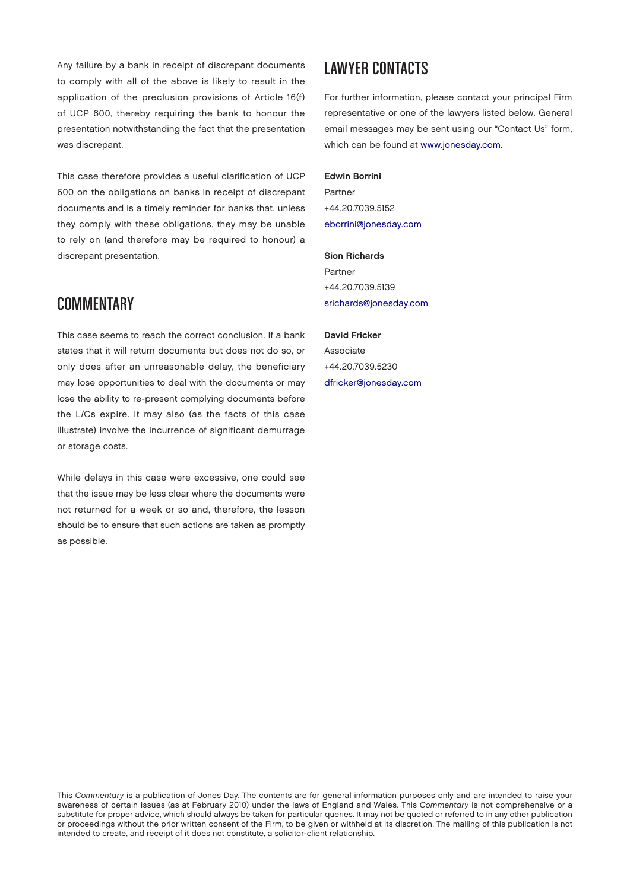Any failure by a bank in receipt of discrepant documents to comply with all of the above is likely to result in the application of the preclusion provisions of Article 16(f) of UCP 600, thereby requiring the bank to honour the presentation notwithstanding the fact that the presentation was discrepant.

This case therefore provides a useful clarification of UCP 600 on the obligations on banks in receipt of discrepant documents and is a timely reminder for banks that, unless they comply with these obligations, they may be unable to rely on (and therefore may be required to honour) a discrepant presentation.

## COMMENTARY

This case seems to reach the correct conclusion. If a bank states that it will return documents but does not do so, or only does after an unreasonable delay, the beneficiary may lose opportunities to deal with the documents or may lose the ability to re-present complying documents before the L/Cs expire. It may also (as the facts of this case illustrate) involve the incurrence of significant demurrage or storage costs.

While delays in this case were excessive, one could see that the issue may be less clear where the documents were not returned for a week or so and, therefore, the lesson should be to ensure that such actions are taken as promptly as possible.

## LAWYER CONTACTS

For further information, please contact your principal Firm representative or one of the lawyers listed below. General email messages may be sent using our "Contact Us" form, which can be found at www.jonesday.com.

**Edwin Borrini**
Partner
+44.20.7039.5152
eborrini@jonesday.com

**Sion Richards**
Partner
+44.20.7039.5139
srichards@jonesday.com

**David Fricker**
Associate
+44.20.7039.5230
dfricker@jonesday.com

This *Commentary* is a publication of Jones Day. The contents are for general information purposes only and are intended to raise your awareness of certain issues (as at February 2010) under the laws of England and Wales. This *Commentary* is not comprehensive or a substitute for proper advice, which should always be taken for particular queries. It may not be quoted or referred to in any other publication or proceedings without the prior written consent of the Firm, to be given or withheld at its discretion. The mailing of this publication is not intended to create, and receipt of it does not constitute, a solicitor-client relationship.